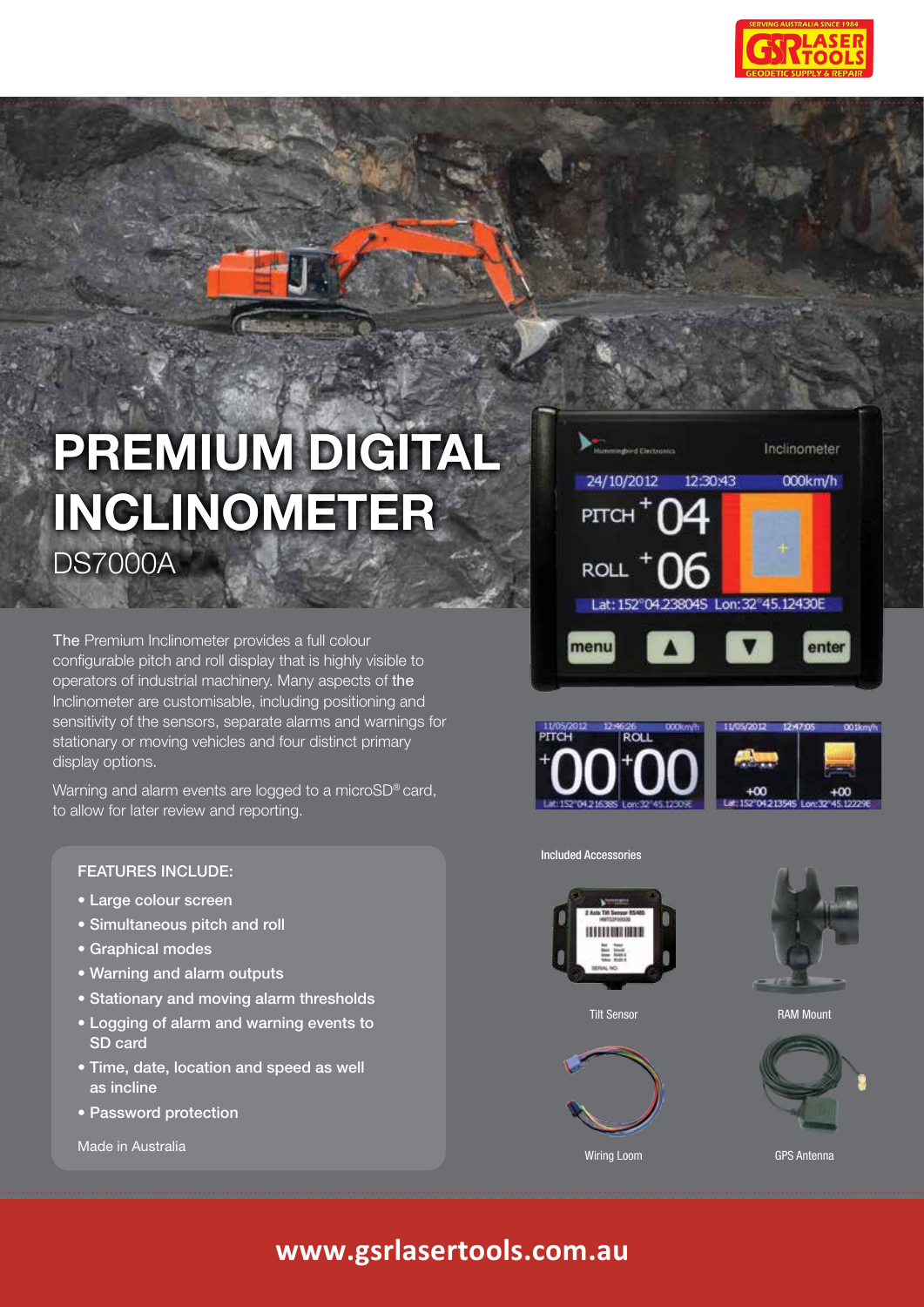# PREMIUM DIGITAL INCLINOMETER

## DS7000A

The Premium Inclinometer provides a full colour configurable pitch and roll display that is highly visible to operators of industrial machinery. Many aspects of the Inclinometer are customisable, including positioning and sensitivity of the sensors, separate alarms and warnings for stationary or moving vehicles and four distinct primary display options.

Warning and alarm events are logged to a microSD® card, to allow for later review and reporting.

### FEATURES INCLUDE:

- Large colour screen
- Simultaneous pitch and roll
- Graphical modes
- Warning and alarm outputs
- Stationary and moving alarm thresholds
- Logging of alarm and warning events to SD card
- Time, date, location and speed as well as incline
- Password protection

Made in Australia

Included Accessories

Tilt Sensor

RAM Mount

Wiring Loom

GPS Antenna

**www.gsrlasertools.com.au**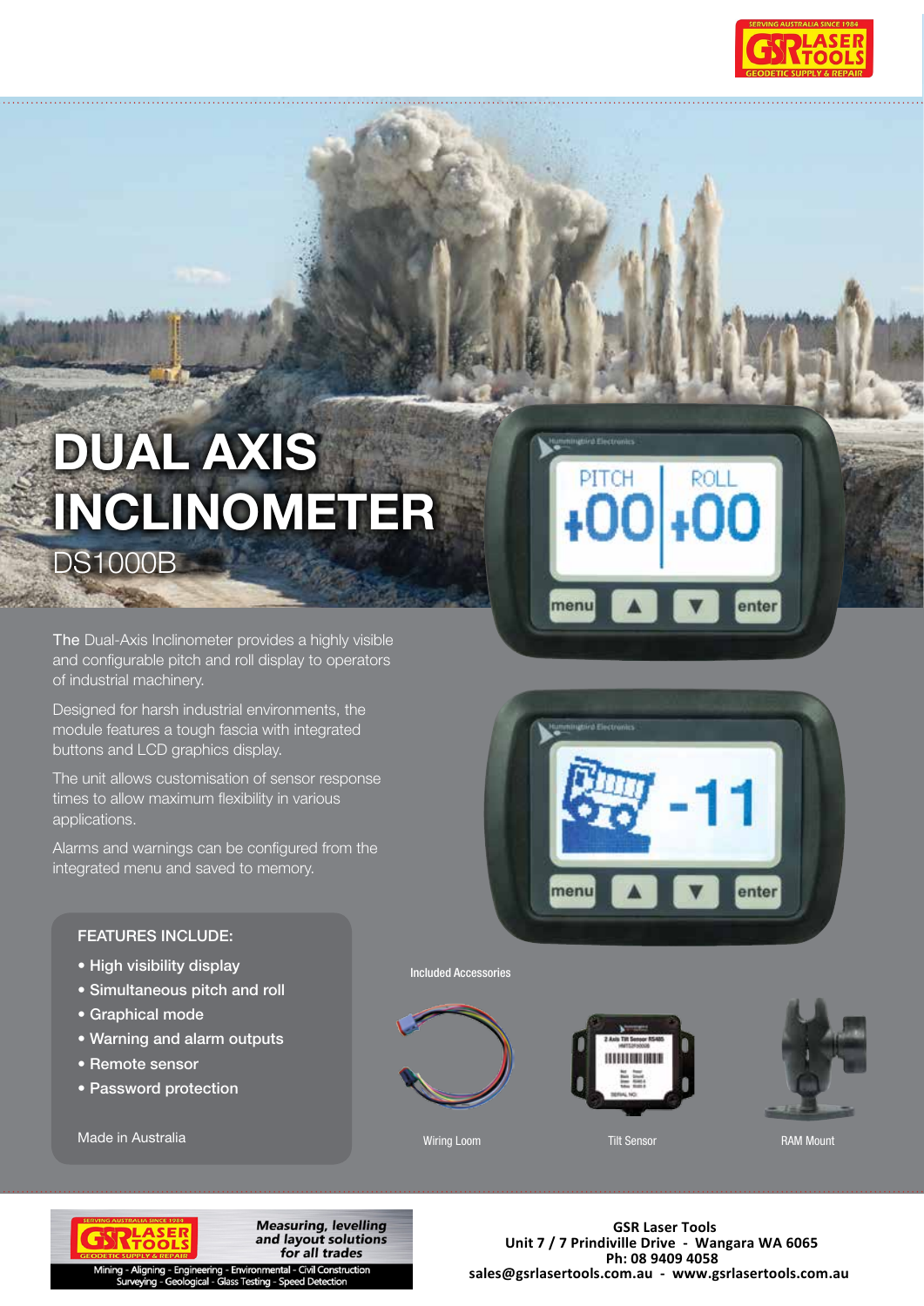# DUAL AXIS INCLINOMETER

## DS1000B

The Dual-Axis Inclinometer provides a highly visible and configurable pitch and roll display to operators of industrial machinery.

Designed for harsh industrial environments, the module features a tough fascia with integrated buttons and LCD graphics display.

The unit allows customisation of sensor response times to allow maximum flexibility in various applications.

Alarms and warnings can be configured from the integrated menu and saved to memory.

### FEATURES INCLUDE:

- High visibility display
- Simultaneous pitch and roll
- Graphical mode
- Warning and alarm outputs
- Remote sensor
- Password protection

Made in Australia

Included Accessories

Wiring Loom

Tilt Sensor

RAM Mount

*Measuring, levelling and layout solutions for all trades*

Mining - Aligning - Engineering - Environmental - Civil Construction
Surveying - Geological - Glass Testing - Speed Detection

**GSR Laser Tools**
**Unit 7 / 7 Prindiville Drive - Wangara WA 6065**
**Ph: 08 9409 4058**
**sales@gsrlasertools.com.au - www.gsrlasertools.com.au**